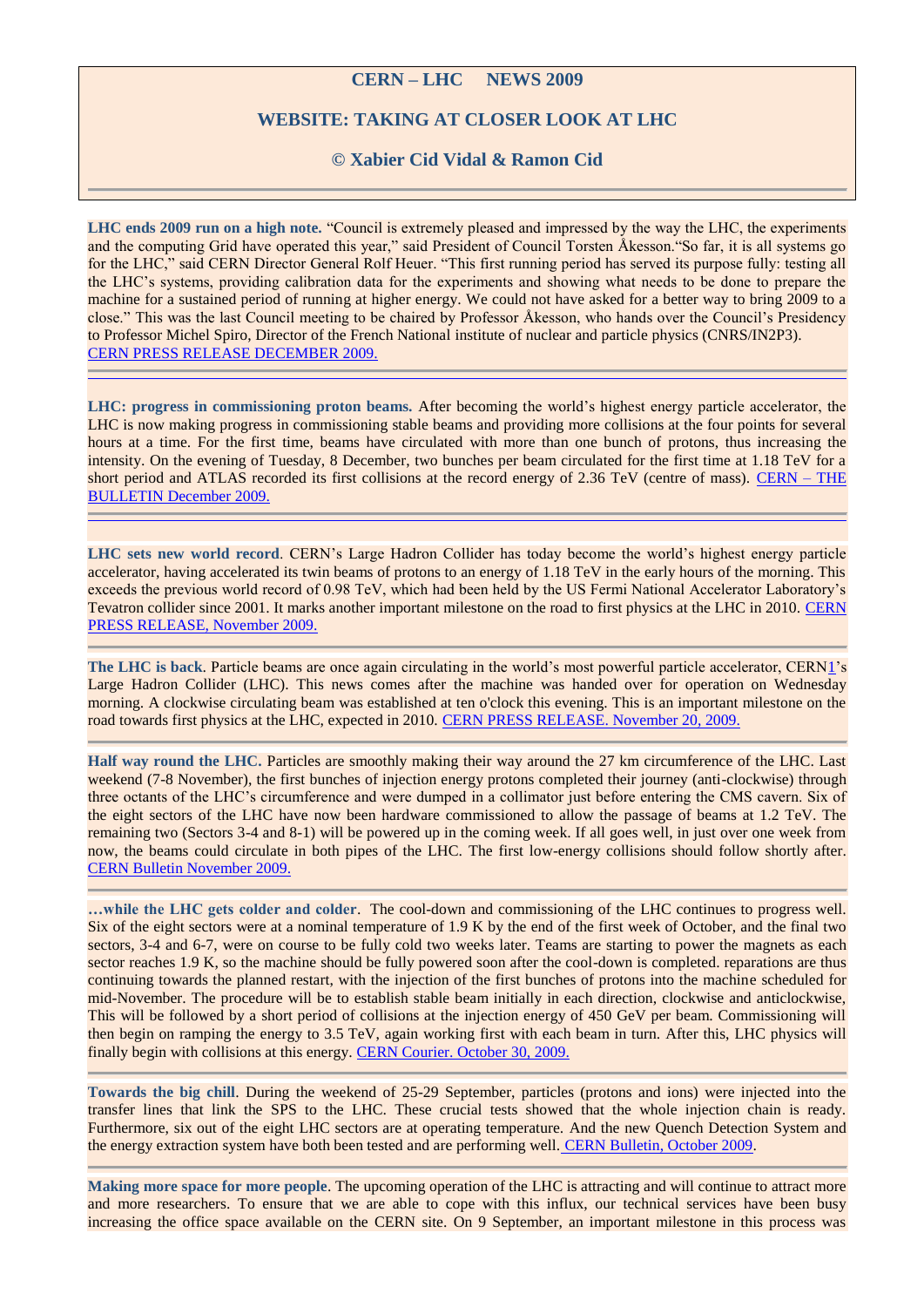# CERN – LHC NEWS 2009

## WEBSITE: TAKING AT CLOSER LOOK AT LHC

### © Xabier Cid Vidal & Ramon Cid

---

**LHC ends 2009 run on a high note.** "Council is extremely pleased and impressed by the way the LHC, the experiments and the computing Grid have operated this year," said President of Council Torsten Åkesson."So far, it is all systems go for the LHC," said CERN Director General Rolf Heuer. "This first running period has served its purpose fully: testing all the LHC's systems, providing calibration data for the experiments and showing what needs to be done to prepare the machine for a sustained period of running at higher energy. We could not have asked for a better way to bring 2009 to a close." This was the last Council meeting to be chaired by Professor Åkesson, who hands over the Council's Presidency to Professor Michel Spiro, Director of the French National institute of nuclear and particle physics (CNRS/IN2P3). CERN PRESS RELEASE DECEMBER 2009.

---

**LHC: progress in commissioning proton beams.** After becoming the world's highest energy particle accelerator, the LHC is now making progress in commissioning stable beams and providing more collisions at the four points for several hours at a time. For the first time, beams have circulated with more than one bunch of protons, thus increasing the intensity. On the evening of Tuesday, 8 December, two bunches per beam circulated for the first time at 1.18 TeV for a short period and ATLAS recorded its first collisions at the record energy of 2.36 TeV (centre of mass). CERN – THE BULLETIN December 2009.

---

**LHC sets new world record**. CERN's Large Hadron Collider has today become the world's highest energy particle accelerator, having accelerated its twin beams of protons to an energy of 1.18 TeV in the early hours of the morning. This exceeds the previous world record of 0.98 TeV, which had been held by the US Fermi National Accelerator Laboratory's Tevatron collider since 2001. It marks another important milestone on the road to first physics at the LHC in 2010. CERN PRESS RELEASE, November 2009.

---

**The LHC is back**. Particle beams are once again circulating in the world's most powerful particle accelerator, CERN[1]'s Large Hadron Collider (LHC). This news comes after the machine was handed over for operation on Wednesday morning. A clockwise circulating beam was established at ten o'clock this evening. This is an important milestone on the road towards first physics at the LHC, expected in 2010. CERN PRESS RELEASE. November 20, 2009.

---

**Half way round the LHC.** Particles are smoothly making their way around the 27 km circumference of the LHC. Last weekend (7-8 November), the first bunches of injection energy protons completed their journey (anti-clockwise) through three octants of the LHC's circumference and were dumped in a collimator just before entering the CMS cavern. Six of the eight sectors of the LHC have now been hardware commissioned to allow the passage of beams at 1.2 TeV. The remaining two (Sectors 3-4 and 8-1) will be powered up in the coming week. If all goes well, in just over one week from now, the beams could circulate in both pipes of the LHC. The first low-energy collisions should follow shortly after. CERN Bulletin November 2009.

---

**…while the LHC gets colder and colder**. The cool-down and commissioning of the LHC continues to progress well. Six of the eight sectors were at a nominal temperature of 1.9 K by the end of the first week of October, and the final two sectors, 3-4 and 6-7, were on course to be fully cold two weeks later. Teams are starting to power the magnets as each sector reaches 1.9 K, so the machine should be fully powered soon after the cool-down is completed. reparations are thus continuing towards the planned restart, with the injection of the first bunches of protons into the machine scheduled for mid-November. The procedure will be to establish stable beam initially in each direction, clockwise and anticlockwise, This will be followed by a short period of collisions at the injection energy of 450 GeV per beam. Commissioning will then begin on ramping the energy to 3.5 TeV, again working first with each beam in turn. After this, LHC physics will finally begin with collisions at this energy. CERN Courier. October 30, 2009.

---

**Towards the big chill**. During the weekend of 25-29 September, particles (protons and ions) were injected into the transfer lines that link the SPS to the LHC. These crucial tests showed that the whole injection chain is ready. Furthermore, six out of the eight LHC sectors are at operating temperature. And the new Quench Detection System and the energy extraction system have both been tested and are performing well. CERN Bulletin, October 2009.

---

**Making more space for more people**. The upcoming operation of the LHC is attracting and will continue to attract more and more researchers. To ensure that we are able to cope with this influx, our technical services have been busy increasing the office space available on the CERN site. On 9 September, an important milestone in this process was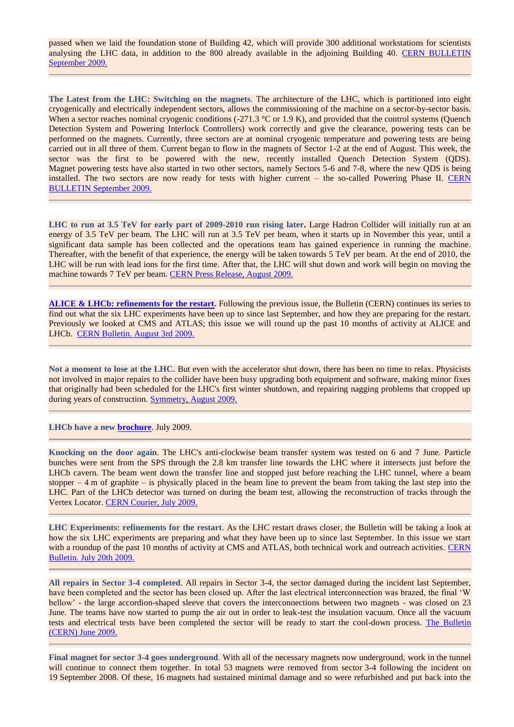passed when we laid the foundation stone of Building 42, which will provide 300 additional workstations for scientists analysing the LHC data, in addition to the 800 already available in the adjoining Building 40. CERN BULLETIN September 2009.

---

**The Latest from the LHC: Switching on the magnets**. The architecture of the LHC, which is partitioned into eight cryogenically and electrically independent sectors, allows the commissioning of the machine on a sector-by-sector basis. When a sector reaches nominal cryogenic conditions (-271.3 °C or 1.9 K), and provided that the control systems (Quench Detection System and Powering Interlock Controllers) work correctly and give the clearance, powering tests can be performed on the magnets. Currently, three sectors are at nominal cryogenic temperature and powering tests are being carried out in all three of them. Current began to flow in the magnets of Sector 1-2 at the end of August. This week, the sector was the first to be powered with the new, recently installed Quench Detection System (QDS). Magnet powering tests have also started in two other sectors, namely Sectors 5-6 and 7-8, where the new QDS is being installed. The two sectors are now ready for tests with higher current – the so-called Powering Phase II. CERN BULLETIN September 2009.

---

**LHC to run at 3.5 TeV for early part of 2009-2010 run rising later.** Large Hadron Collider will initially run at an energy of 3.5 TeV per beam. The LHC will run at 3.5 TeV per beam, when it starts up in November this year, until a significant data sample has been collected and the operations team has gained experience in running the machine. Thereafter, with the benefit of that experience, the energy will be taken towards 5 TeV per beam. At the end of 2010, the LHC will be run with lead ions for the first time. After that, the LHC will shut down and work will begin on moving the machine towards 7 TeV per beam. CERN Press Release, August 2009.

---

**ALICE & LHCb: refinements for the restart**. Following the previous issue, the Bulletin (CERN) continues its series to find out what the six LHC experiments have been up to since last September, and how they are preparing for the restart. Previously we looked at CMS and ATLAS; this issue we will round up the past 10 months of activity at ALICE and LHCb. CERN Bulletin. August 3rd 2009.

---

**Not a moment to lose at the LHC.** But even with the accelerator shut down, there has been no time to relax. Physicists not involved in major repairs to the collider have been busy upgrading both equipment and software, making minor fixes that originally had been scheduled for the LHC's first winter shutdown, and repairing nagging problems that cropped up during years of construction. Symmetry, August 2009.

---

**LHCb have a new brochure**. July 2009.

---

**Knocking on the door again**. The LHC's anti-clockwise beam transfer system was tested on 6 and 7 June. Particle bunches were sent from the SPS through the 2.8 km transfer line towards the LHC where it intersects just before the LHCb cavern. The beam went down the transfer line and stopped just before reaching the LHC tunnel, where a beam stopper – 4 m of graphite – is physically placed in the beam line to prevent the beam from taking the last step into the LHC. Part of the LHCb detector was turned on during the beam test, allowing the reconstruction of tracks through the Vertex Locator. CERN Courier, July 2009.

---

**LHC Experiments: refinements for the restart**. As the LHC restart draws closer, the Bulletin will be taking a look at how the six LHC experiments are preparing and what they have been up to since last September. In this issue we start with a roundup of the past 10 months of activity at CMS and ATLAS, both technical work and outreach activities. CERN Bulletin. July 20th 2009.

---

**All repairs in Sector 3-4 completed**. All repairs in Sector 3-4, the sector damaged during the incident last September, have been completed and the sector has been closed up. After the last electrical interconnection was brazed, the final 'W bellow' - the large accordion-shaped sleeve that covers the interconnections between two magnets - was closed on 23 June. The teams have now started to pump the air out in order to leak-test the insulation vacuum. Once all the vacuum tests and electrical tests have been completed the sector will be ready to start the cool-down process. The Bulletin (CERN) June 2009.

---

**Final magnet for sector 3-4 goes underground**. With all of the necessary magnets now underground, work in the tunnel will continue to connect them together. In total 53 magnets were removed from sector 3-4 following the incident on 19 September 2008. Of these, 16 magnets had sustained minimal damage and so were refurbished and put back into the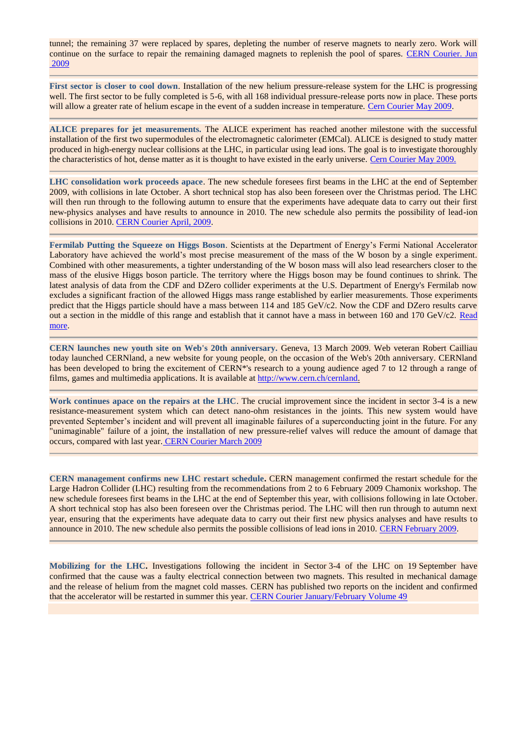tunnel; the remaining 37 were replaced by spares, depleting the number of reserve magnets to nearly zero. Work will continue on the surface to repair the remaining damaged magnets to replenish the pool of spares. [CERN Courier. Jun 2009]

---

**First sector is closer to cool down**. Installation of the new helium pressure-release system for the LHC is progressing well. The first sector to be fully completed is 5-6, with all 168 individual pressure-release ports now in place. These ports will allow a greater rate of helium escape in the event of a sudden increase in temperature. [Cern Courier May 2009].

---

**ALICE prepares for jet measurements.** The ALICE experiment has reached another milestone with the successful installation of the first two supermodules of the electromagnetic calorimeter (EMCal). ALICE is designed to study matter produced in high-energy nuclear collisions at the LHC, in particular using lead ions. The goal is to investigate thoroughly the characteristics of hot, dense matter as it is thought to have existed in the early universe. [Cern Courier May 2009.]

---

**LHC consolidation work proceeds apace**. The new schedule foresees first beams in the LHC at the end of September 2009, with collisions in late October. A short technical stop has also been foreseen over the Christmas period. The LHC will then run through to the following autumn to ensure that the experiments have adequate data to carry out their first new-physics analyses and have results to announce in 2010. The new schedule also permits the possibility of lead-ion collisions in 2010. [CERN Courier April, 2009].

---

**Fermilab Putting the Squeeze on Higgs Boson**. Scientists at the Department of Energy's Fermi National Accelerator Laboratory have achieved the world's most precise measurement of the mass of the W boson by a single experiment. Combined with other measurements, a tighter understanding of the W boson mass will also lead researchers closer to the mass of the elusive Higgs boson particle. The territory where the Higgs boson may be found continues to shrink. The latest analysis of data from the CDF and DZero collider experiments at the U.S. Department of Energy's Fermilab now excludes a significant fraction of the allowed Higgs mass range established by earlier measurements. Those experiments predict that the Higgs particle should have a mass between 114 and 185 GeV/c2. Now the CDF and DZero results carve out a section in the middle of this range and establish that it cannot have a mass in between 160 and 170 GeV/c2. [Read more].

---

**CERN launches new youth site on Web's 20th anniversary.** Geneva, 13 March 2009. Web veteran Robert Cailliau today launched CERNland, a new website for young people, on the occasion of the Web's 20th anniversary. CERNland has been developed to bring the excitement of CERN*'s research to a young audience aged 7 to 12 through a range of films, games and multimedia applications. It is available at http://www.cern.ch/cernland.

---

**Work continues apace on the repairs at the LHC**. The crucial improvement since the incident in sector 3-4 is a new resistance-measurement system which can detect nano-ohm resistances in the joints. This new system would have prevented September's incident and will prevent all imaginable failures of a superconducting joint in the future. For any "unimaginable" failure of a joint, the installation of new pressure-relief valves will reduce the amount of damage that occurs, compared with last year. [CERN Courier March 2009]

---

**CERN management confirms new LHC restart schedule.** CERN management confirmed the restart schedule for the Large Hadron Collider (LHC) resulting from the recommendations from 2 to 6 February 2009 Chamonix workshop. The new schedule foresees first beams in the LHC at the end of September this year, with collisions following in late October. A short technical stop has also been foreseen over the Christmas period. The LHC will then run through to autumn next year, ensuring that the experiments have adequate data to carry out their first new physics analyses and have results to announce in 2010. The new schedule also permits the possible collisions of lead ions in 2010. [CERN February 2009].

---

**Mobilizing for the LHC.** Investigations following the incident in Sector 3-4 of the LHC on 19 September have confirmed that the cause was a faulty electrical connection between two magnets. This resulted in mechanical damage and the release of helium from the magnet cold masses. CERN has published two reports on the incident and confirmed that the accelerator will be restarted in summer this year. [CERN Courier January/February Volume 49]